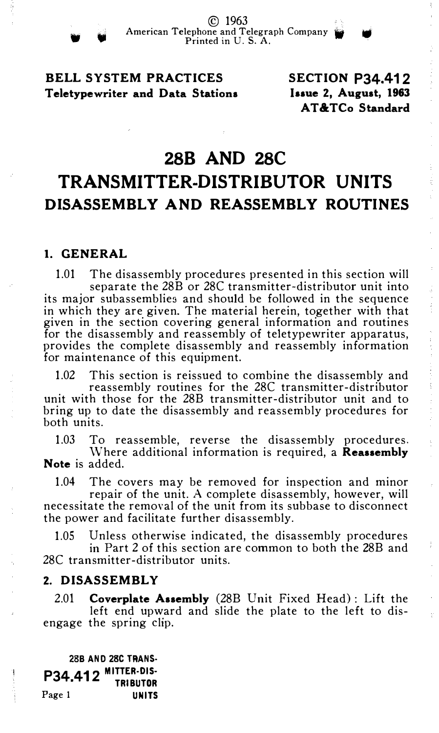© 1963
American Telephone and Telegraph Company
Printed in U. S. A.

**BELL SYSTEM PRACTICES**
**Teletypewriter and Data Stations**

**SECTION P34.412**
**Issue 2, August, 1963**
**AT&TCo Standard**

# 28B AND 28C TRANSMITTER-DISTRIBUTOR UNITS
## DISASSEMBLY AND REASSEMBLY ROUTINES

## 1. GENERAL

1.01 The disassembly procedures presented in this section will separate the 28B or 28C transmitter-distributor unit into its major subassemblies and should be followed in the sequence in which they are given. The material herein, together with that given in the section covering general information and routines for the disassembly and reassembly of teletypewriter apparatus, provides the complete disassembly and reassembly information for maintenance of this equipment.

1.02 This section is reissued to combine the disassembly and reassembly routines for the 28C transmitter-distributor unit with those for the 28B transmitter-distributor unit and to bring up to date the disassembly and reassembly procedures for both units.

1.03 To reassemble, reverse the disassembly procedures. Where additional information is required, a **Reassembly Note** is added.

1.04 The covers may be removed for inspection and minor repair of the unit. A complete disassembly, however, will necessitate the removal of the unit from its subbase to disconnect the power and facilitate further disassembly.

1.05 Unless otherwise indicated, the disassembly procedures in Part 2 of this section are common to both the 28B and 28C transmitter-distributor units.

## 2. DISASSEMBLY

2.01 **Coverplate Assembly** (28B Unit Fixed Head): Lift the left end upward and slide the plate to the left to disengage the spring clip.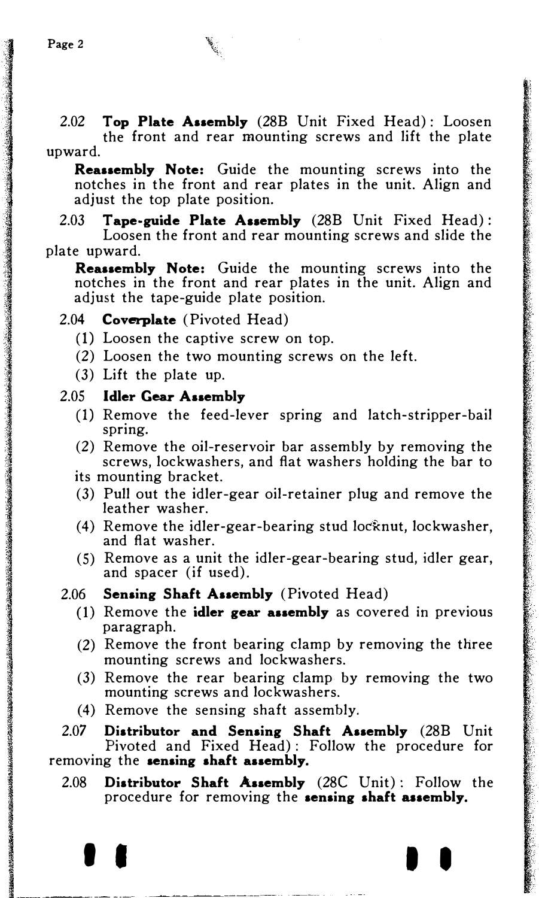2.02 **Top Plate Assembly** (28B Unit Fixed Head): Loosen the front and rear mounting screws and lift the plate upward.

**Reassembly Note:** Guide the mounting screws into the notches in the front and rear plates in the unit. Align and adjust the top plate position.

2.03 **Tape-guide Plate Assembly** (28B Unit Fixed Head): Loosen the front and rear mounting screws and slide the plate upward.

**Reassembly Note:** Guide the mounting screws into the notches in the front and rear plates in the unit. Align and adjust the tape-guide plate position.

2.04 **Coverplate** (Pivoted Head)

(1) Loosen the captive screw on top.

(2) Loosen the two mounting screws on the left.

(3) Lift the plate up.

2.05 **Idler Gear Assembly**

(1) Remove the feed-lever spring and latch-stripper-bail spring.

(2) Remove the oil-reservoir bar assembly by removing the screws, lockwashers, and flat washers holding the bar to its mounting bracket.

(3) Pull out the idler-gear oil-retainer plug and remove the leather washer.

(4) Remove the idler-gear-bearing stud locknut, lockwasher, and flat washer.

(5) Remove as a unit the idler-gear-bearing stud, idler gear, and spacer (if used).

2.06 **Sensing Shaft Assembly** (Pivoted Head)

(1) Remove the **idler gear assembly** as covered in previous paragraph.

(2) Remove the front bearing clamp by removing the three mounting screws and lockwashers.

(3) Remove the rear bearing clamp by removing the two mounting screws and lockwashers.

(4) Remove the sensing shaft assembly.

2.07 **Distributor and Sensing Shaft Assembly** (28B Unit Pivoted and Fixed Head): Follow the procedure for removing the **sensing shaft assembly.**

2.08 **Distributor Shaft Assembly** (28C Unit): Follow the procedure for removing the **sensing shaft assembly.**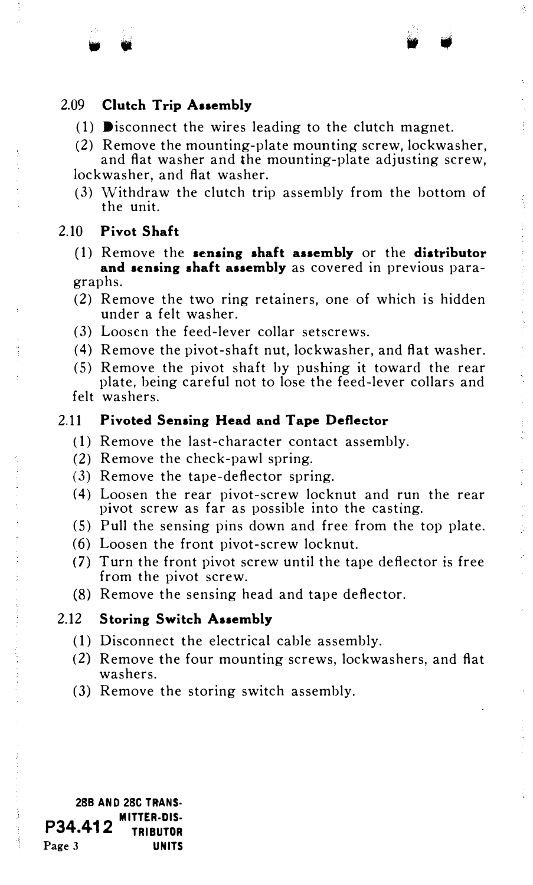## 2.09 Clutch Trip Assembly

(1) Disconnect the wires leading to the clutch magnet.

(2) Remove the mounting-plate mounting screw, lockwasher, and flat washer and the mounting-plate adjusting screw, lockwasher, and flat washer.

(3) Withdraw the clutch trip assembly from the bottom of the unit.

## 2.10 Pivot Shaft

(1) Remove the **sensing shaft assembly** or the **distributor and sensing shaft assembly** as covered in previous paragraphs.

(2) Remove the two ring retainers, one of which is hidden under a felt washer.

(3) Loosen the feed-lever collar setscrews.

(4) Remove the pivot-shaft nut, lockwasher, and flat washer.

(5) Remove the pivot shaft by pushing it toward the rear plate, being careful not to lose the feed-lever collars and felt washers.

## 2.11 Pivoted Sensing Head and Tape Deflector

(1) Remove the last-character contact assembly.

(2) Remove the check-pawl spring.

(3) Remove the tape-deflector spring.

(4) Loosen the rear pivot-screw locknut and run the rear pivot screw as far as possible into the casting.

(5) Pull the sensing pins down and free from the top plate.

(6) Loosen the front pivot-screw locknut.

(7) Turn the front pivot screw until the tape deflector is free from the pivot screw.

(8) Remove the sensing head and tape deflector.

## 2.12 Storing Switch Assembly

(1) Disconnect the electrical cable assembly.

(2) Remove the four mounting screws, lockwashers, and flat washers.

(3) Remove the storing switch assembly.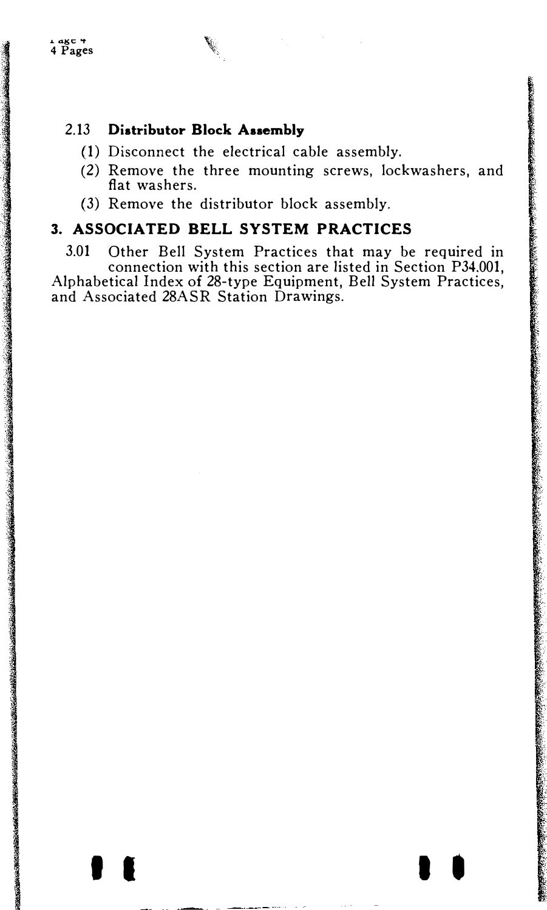### 2.13 **Distributor Block Assembly**

(1) Disconnect the electrical cable assembly.

(2) Remove the three mounting screws, lockwashers, and flat washers.

(3) Remove the distributor block assembly.

## 3. ASSOCIATED BELL SYSTEM PRACTICES

3.01 Other Bell System Practices that may be required in connection with this section are listed in Section P34.001, Alphabetical Index of 28-type Equipment, Bell System Practices, and Associated 28ASR Station Drawings.